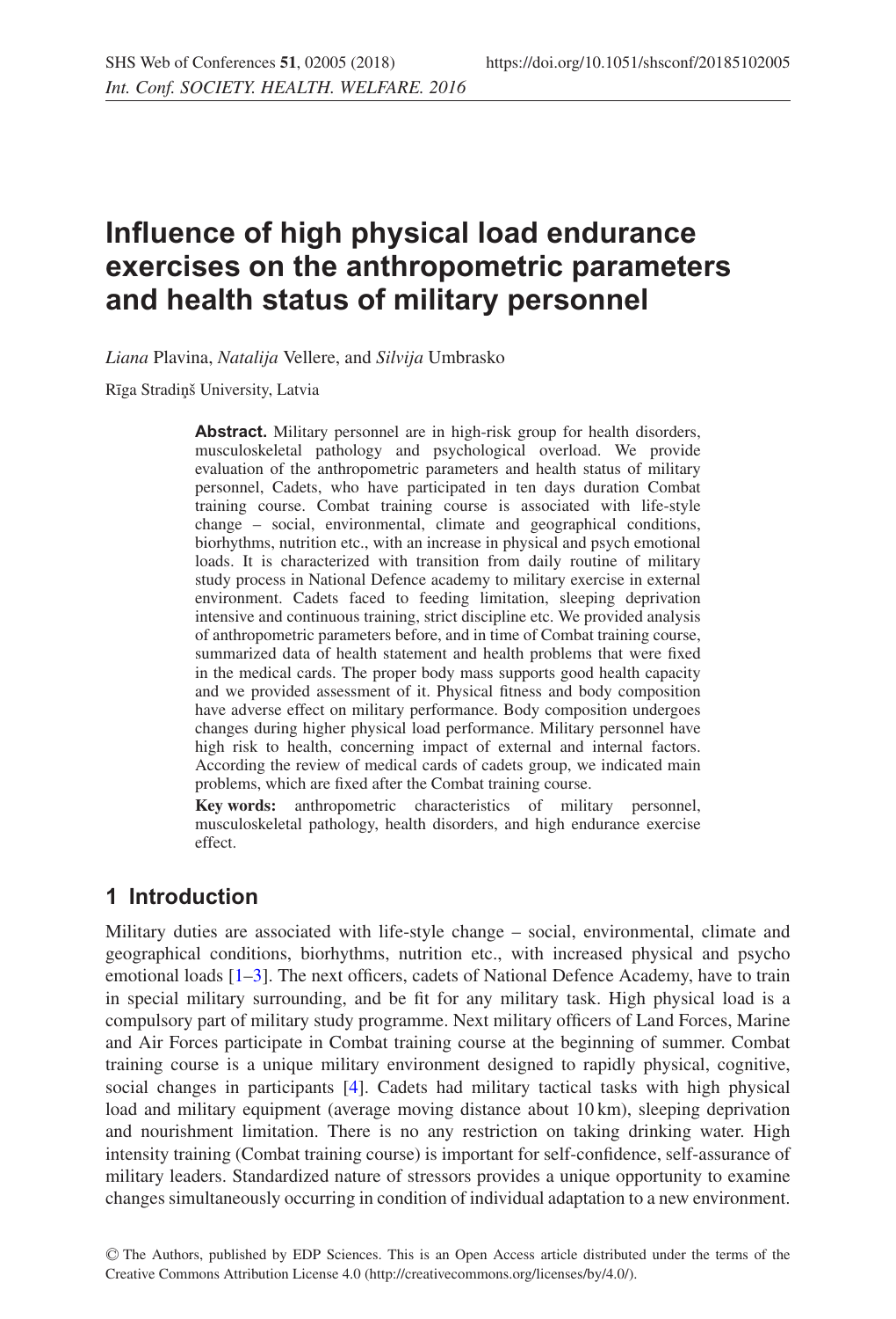# Influence of high physical load endurance exercises on the anthropometric parameters and health status of military personnel

*Liana* Plavina, *Natalija* Vellere, and *Silvija* Umbrasko

Rīga Stradiņš University, Latvia

**Abstract.** Military personnel are in high-risk group for health disorders, musculoskeletal pathology and psychological overload. We provide evaluation of the anthropometric parameters and health status of military personnel, Cadets, who have participated in ten days duration Combat training course. Combat training course is associated with life-style change – social, environmental, climate and geographical conditions, biorhythms, nutrition etc., with an increase in physical and psych emotional loads. It is characterized with transition from daily routine of military study process in National Defence academy to military exercise in external environment. Cadets faced to feeding limitation, sleeping deprivation intensive and continuous training, strict discipline etc. We provided analysis of anthropometric parameters before, and in time of Combat training course, summarized data of health statement and health problems that were fixed in the medical cards. The proper body mass supports good health capacity and we provided assessment of it. Physical fitness and body composition have adverse effect on military performance. Body composition undergoes changes during higher physical load performance. Military personnel have high risk to health, concerning impact of external and internal factors. According the review of medical cards of cadets group, we indicated main problems, which are fixed after the Combat training course.

**Key words:** anthropometric characteristics of military personnel, musculoskeletal pathology, health disorders, and high endurance exercise effect.

## 1 Introduction

Military duties are associated with life-style change – social, environmental, climate and geographical conditions, biorhythms, nutrition etc., with increased physical and psycho emotional loads [1–3]. The next officers, cadets of National Defence Academy, have to train in special military surrounding, and be fit for any military task. High physical load is a compulsory part of military study programme. Next military officers of Land Forces, Marine and Air Forces participate in Combat training course at the beginning of summer. Combat training course is a unique military environment designed to rapidly physical, cognitive, social changes in participants [4]. Cadets had military tactical tasks with high physical load and military equipment (average moving distance about 10 km), sleeping deprivation and nourishment limitation. There is no any restriction on taking drinking water. High intensity training (Combat training course) is important for self-confidence, self-assurance of military leaders. Standardized nature of stressors provides a unique opportunity to examine changes simultaneously occurring in condition of individual adaptation to a new environment.

© The Authors, published by EDP Sciences. This is an Open Access article distributed under the terms of the Creative Commons Attribution License 4.0 (http://creativecommons.org/licenses/by/4.0/).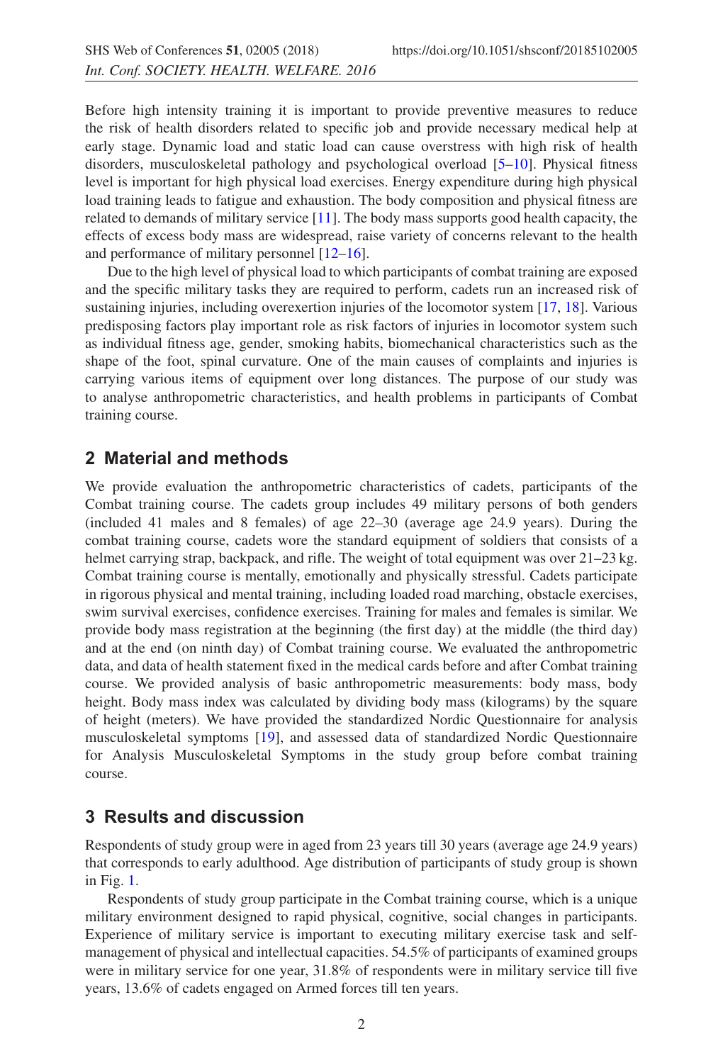Before high intensity training it is important to provide preventive measures to reduce the risk of health disorders related to specific job and provide necessary medical help at early stage. Dynamic load and static load can cause overstress with high risk of health disorders, musculoskeletal pathology and psychological overload [5–10]. Physical fitness level is important for high physical load exercises. Energy expenditure during high physical load training leads to fatigue and exhaustion. The body composition and physical fitness are related to demands of military service [11]. The body mass supports good health capacity, the effects of excess body mass are widespread, raise variety of concerns relevant to the health and performance of military personnel [12–16].

Due to the high level of physical load to which participants of combat training are exposed and the specific military tasks they are required to perform, cadets run an increased risk of sustaining injuries, including overexertion injuries of the locomotor system [17, 18]. Various predisposing factors play important role as risk factors of injuries in locomotor system such as individual fitness age, gender, smoking habits, biomechanical characteristics such as the shape of the foot, spinal curvature. One of the main causes of complaints and injuries is carrying various items of equipment over long distances. The purpose of our study was to analyse anthropometric characteristics, and health problems in participants of Combat training course.

## 2 Material and methods

We provide evaluation the anthropometric characteristics of cadets, participants of the Combat training course. The cadets group includes 49 military persons of both genders (included 41 males and 8 females) of age 22–30 (average age 24.9 years). During the combat training course, cadets wore the standard equipment of soldiers that consists of a helmet carrying strap, backpack, and rifle. The weight of total equipment was over 21–23 kg. Combat training course is mentally, emotionally and physically stressful. Cadets participate in rigorous physical and mental training, including loaded road marching, obstacle exercises, swim survival exercises, confidence exercises. Training for males and females is similar. We provide body mass registration at the beginning (the first day) at the middle (the third day) and at the end (on ninth day) of Combat training course. We evaluated the anthropometric data, and data of health statement fixed in the medical cards before and after Combat training course. We provided analysis of basic anthropometric measurements: body mass, body height. Body mass index was calculated by dividing body mass (kilograms) by the square of height (meters). We have provided the standardized Nordic Questionnaire for analysis musculoskeletal symptoms [19], and assessed data of standardized Nordic Questionnaire for Analysis Musculoskeletal Symptoms in the study group before combat training course.

## 3 Results and discussion

Respondents of study group were in aged from 23 years till 30 years (average age 24.9 years) that corresponds to early adulthood. Age distribution of participants of study group is shown in Fig. 1.

Respondents of study group participate in the Combat training course, which is a unique military environment designed to rapid physical, cognitive, social changes in participants. Experience of military service is important to executing military exercise task and self-management of physical and intellectual capacities. 54.5% of participants of examined groups were in military service for one year, 31.8% of respondents were in military service till five years, 13.6% of cadets engaged on Armed forces till ten years.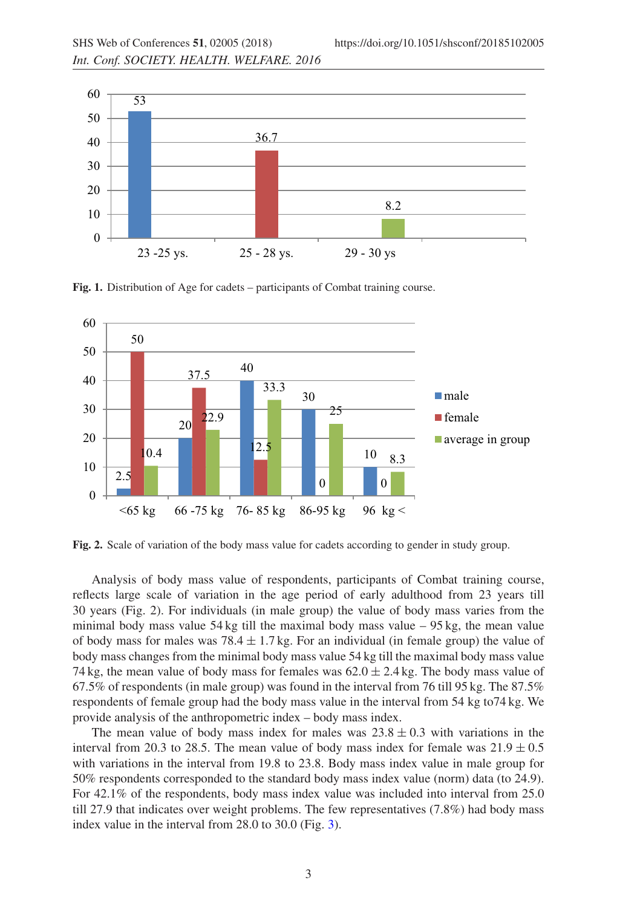**Fig. 1.** Distribution of Age for cadets – participants of Combat training course.

**Fig. 2.** Scale of variation of the body mass value for cadets according to gender in study group.

Analysis of body mass value of respondents, participants of Combat training course, reflects large scale of variation in the age period of early adulthood from 23 years till 30 years (Fig. 2). For individuals (in male group) the value of body mass varies from the minimal body mass value 54 kg till the maximal body mass value – 95 kg, the mean value of body mass for males was $78.4 \pm 1.7$ kg. For an individual (in female group) the value of body mass changes from the minimal body mass value 54 kg till the maximal body mass value 74 kg, the mean value of body mass for females was $62.0 \pm 2.4$ kg. The body mass value of 67.5% of respondents (in male group) was found in the interval from 76 till 95 kg. The 87.5% respondents of female group had the body mass value in the interval from 54 kg to74 kg. We provide analysis of the anthropometric index – body mass index.

The mean value of body mass index for males was $23.8 \pm 0.3$ with variations in the interval from 20.3 to 28.5. The mean value of body mass index for female was $21.9 \pm 0.5$ with variations in the interval from 19.8 to 23.8. Body mass index value in male group for 50% respondents corresponded to the standard body mass index value (norm) data (to 24.9). For 42.1% of the respondents, body mass index value was included into interval from 25.0 till 27.9 that indicates over weight problems. The few representatives (7.8%) had body mass index value in the interval from 28.0 to 30.0 (Fig. 3).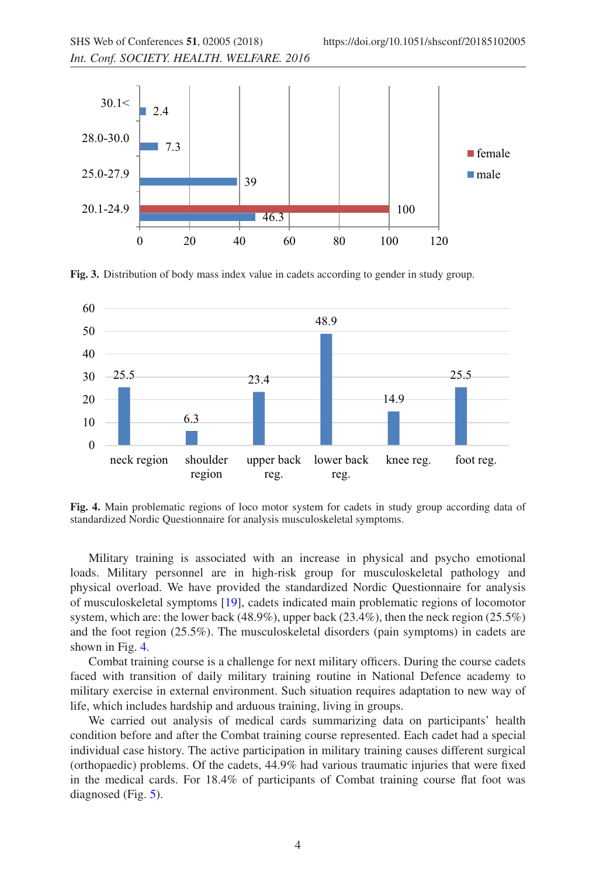Fig. 3. Distribution of body mass index value in cadets according to gender in study group.

Fig. 4. Main problematic regions of loco motor system for cadets in study group according data of standardized Nordic Questionnaire for analysis musculoskeletal symptoms.

Military training is associated with an increase in physical and psycho emotional loads. Military personnel are in high-risk group for musculoskeletal pathology and physical overload. We have provided the standardized Nordic Questionnaire for analysis of musculoskeletal symptoms [19], cadets indicated main problematic regions of locomotor system, which are: the lower back (48.9%), upper back (23.4%), then the neck region (25.5%) and the foot region (25.5%). The musculoskeletal disorders (pain symptoms) in cadets are shown in Fig. 4.

Combat training course is a challenge for next military officers. During the course cadets faced with transition of daily military training routine in National Defence academy to military exercise in external environment. Such situation requires adaptation to new way of life, which includes hardship and arduous training, living in groups.

We carried out analysis of medical cards summarizing data on participants' health condition before and after the Combat training course represented. Each cadet had a special individual case history. The active participation in military training causes different surgical (orthopaedic) problems. Of the cadets, 44.9% had various traumatic injuries that were fixed in the medical cards. For 18.4% of participants of Combat training course flat foot was diagnosed (Fig. 5).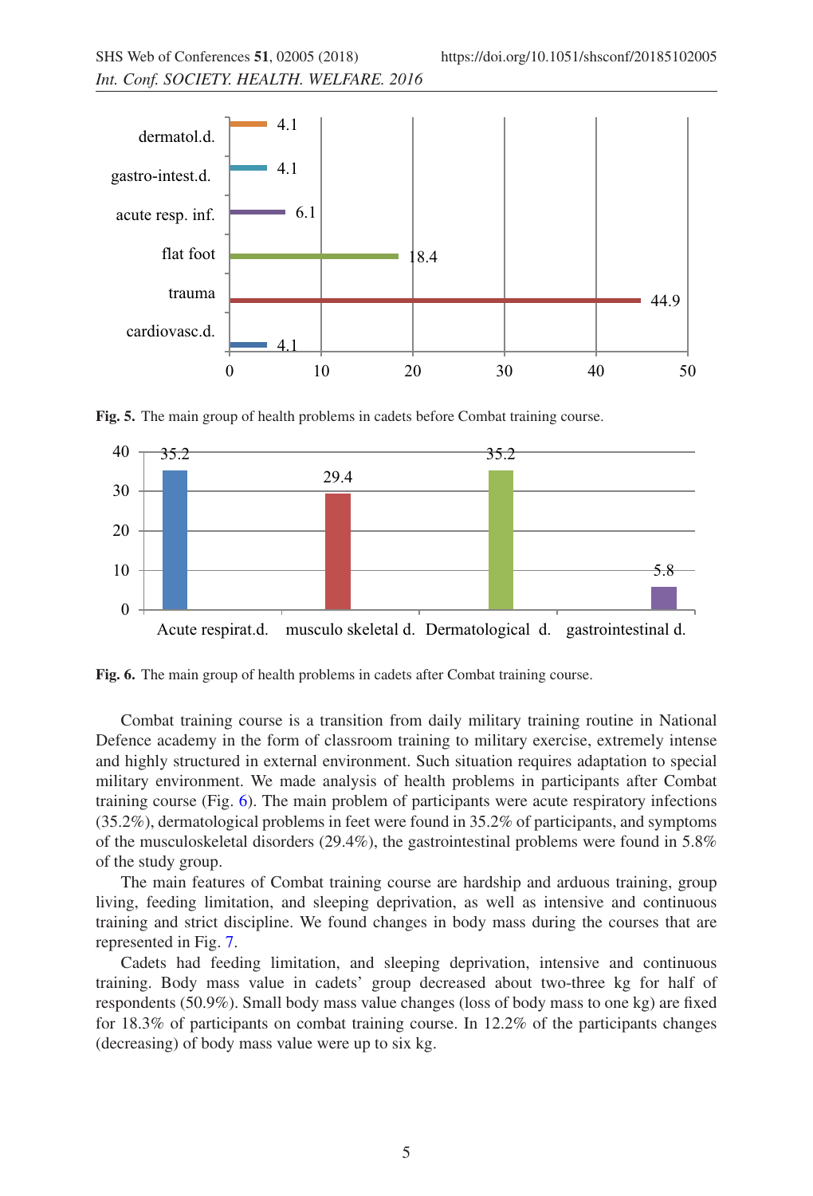Fig. 5. The main group of health problems in cadets before Combat training course.

Fig. 6. The main group of health problems in cadets after Combat training course.

Combat training course is a transition from daily military training routine in National Defence academy in the form of classroom training to military exercise, extremely intense and highly structured in external environment. Such situation requires adaptation to special military environment. We made analysis of health problems in participants after Combat training course (Fig. 6). The main problem of participants were acute respiratory infections (35.2%), dermatological problems in feet were found in 35.2% of participants, and symptoms of the musculoskeletal disorders (29.4%), the gastrointestinal problems were found in 5.8% of the study group.

The main features of Combat training course are hardship and arduous training, group living, feeding limitation, and sleeping deprivation, as well as intensive and continuous training and strict discipline. We found changes in body mass during the courses that are represented in Fig. 7.

Cadets had feeding limitation, and sleeping deprivation, intensive and continuous training. Body mass value in cadets' group decreased about two-three kg for half of respondents (50.9%). Small body mass value changes (loss of body mass to one kg) are fixed for 18.3% of participants on combat training course. In 12.2% of the participants changes (decreasing) of body mass value were up to six kg.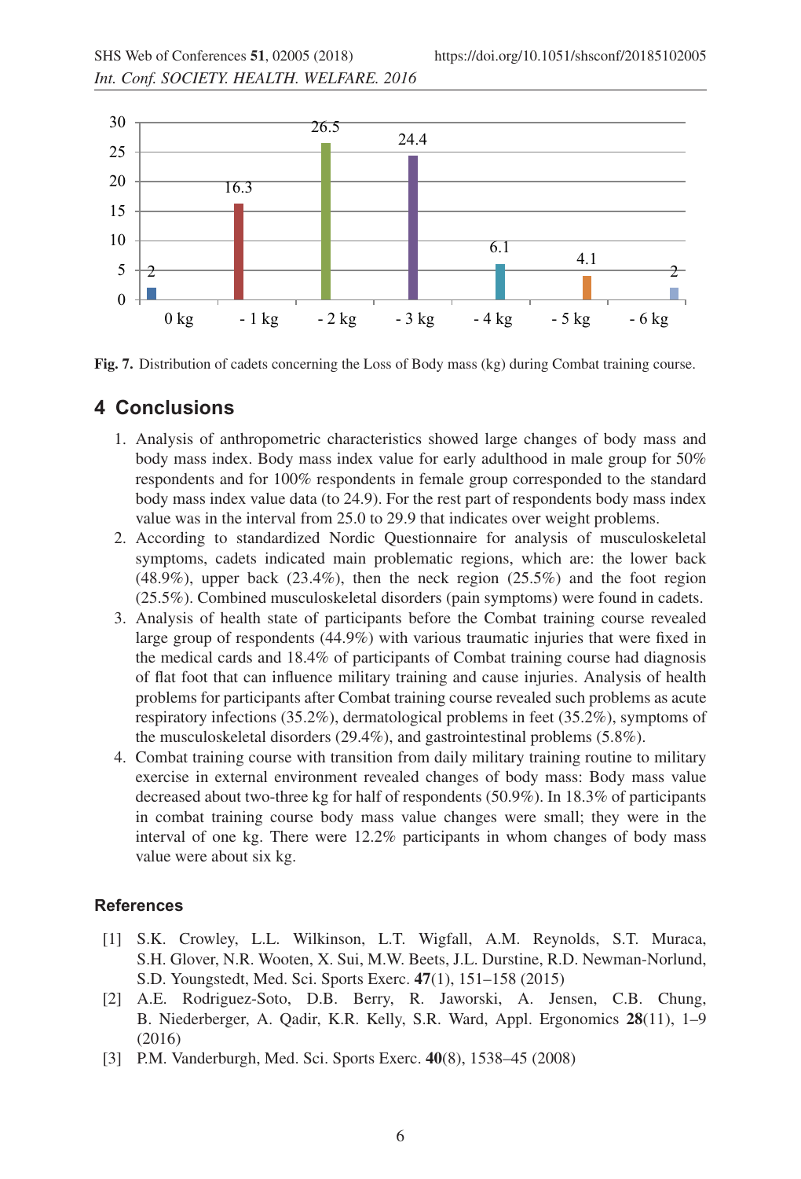Fig. 7. Distribution of cadets concerning the Loss of Body mass (kg) during Combat training course.

## 4 Conclusions

1. Analysis of anthropometric characteristics showed large changes of body mass and body mass index. Body mass index value for early adulthood in male group for 50% respondents and for 100% respondents in female group corresponded to the standard body mass index value data (to 24.9). For the rest part of respondents body mass index value was in the interval from 25.0 to 29.9 that indicates over weight problems.
2. According to standardized Nordic Questionnaire for analysis of musculoskeletal symptoms, cadets indicated main problematic regions, which are: the lower back (48.9%), upper back (23.4%), then the neck region (25.5%) and the foot region (25.5%). Combined musculoskeletal disorders (pain symptoms) were found in cadets.
3. Analysis of health state of participants before the Combat training course revealed large group of respondents (44.9%) with various traumatic injuries that were fixed in the medical cards and 18.4% of participants of Combat training course had diagnosis of flat foot that can influence military training and cause injuries. Analysis of health problems for participants after Combat training course revealed such problems as acute respiratory infections (35.2%), dermatological problems in feet (35.2%), symptoms of the musculoskeletal disorders (29.4%), and gastrointestinal problems (5.8%).
4. Combat training course with transition from daily military training routine to military exercise in external environment revealed changes of body mass: Body mass value decreased about two-three kg for half of respondents (50.9%). In 18.3% of participants in combat training course body mass value changes were small; they were in the interval of one kg. There were 12.2% participants in whom changes of body mass value were about six kg.

### References

[1] S.K. Crowley, L.L. Wilkinson, L.T. Wigfall, A.M. Reynolds, S.T. Muraca, S.H. Glover, N.R. Wooten, X. Sui, M.W. Beets, J.L. Durstine, R.D. Newman-Norlund, S.D. Youngstedt, Med. Sci. Sports Exerc. **47**(1), 151–158 (2015)

[2] A.E. Rodriguez-Soto, D.B. Berry, R. Jaworski, A. Jensen, C.B. Chung, B. Niederberger, A. Qadir, K.R. Kelly, S.R. Ward, Appl. Ergonomics **28**(11), 1–9 (2016)

[3] P.M. Vanderburgh, Med. Sci. Sports Exerc. **40**(8), 1538–45 (2008)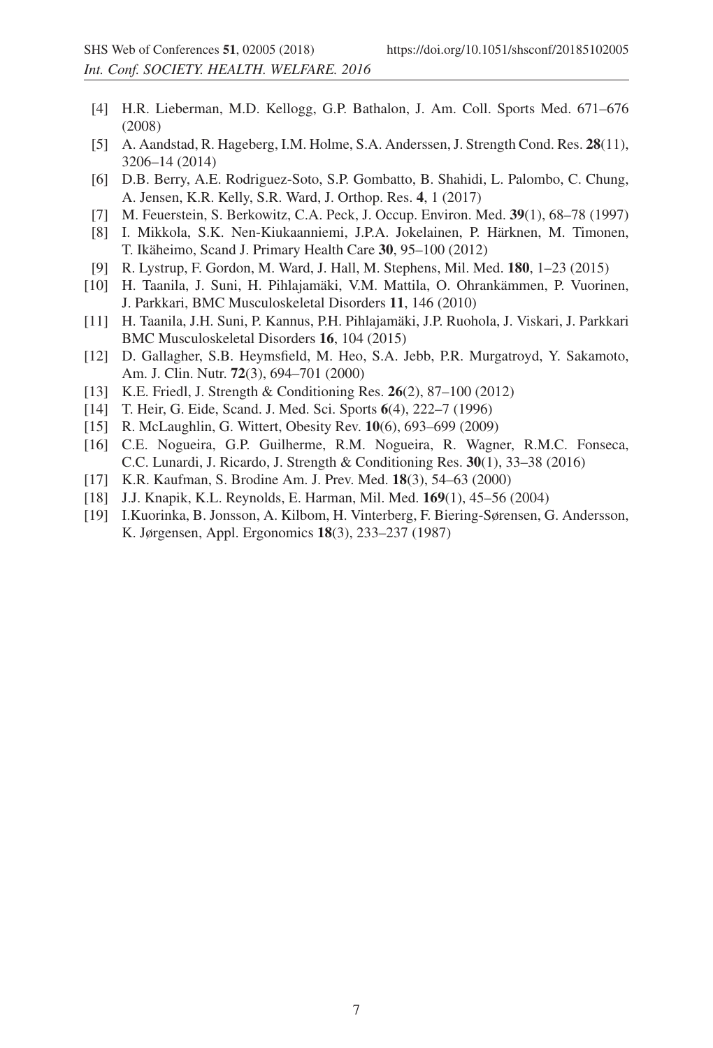[4] H.R. Lieberman, M.D. Kellogg, G.P. Bathalon, J. Am. Coll. Sports Med. 671–676 (2008)

[5] A. Aandstad, R. Hageberg, I.M. Holme, S.A. Anderssen, J. Strength Cond. Res. **28**(11), 3206–14 (2014)

[6] D.B. Berry, A.E. Rodriguez-Soto, S.P. Gombatto, B. Shahidi, L. Palombo, C. Chung, A. Jensen, K.R. Kelly, S.R. Ward, J. Orthop. Res. **4**, 1 (2017)

[7] M. Feuerstein, S. Berkowitz, C.A. Peck, J. Occup. Environ. Med. **39**(1), 68–78 (1997)

[8] I. Mikkola, S.K. Nen-Kiukaanniemi, J.P.A. Jokelainen, P. Härknen, M. Timonen, T. Ikäheimo, Scand J. Primary Health Care **30**, 95–100 (2012)

[9] R. Lystrup, F. Gordon, M. Ward, J. Hall, M. Stephens, Mil. Med. **180**, 1–23 (2015)

[10] H. Taanila, J. Suni, H. Pihlajamäki, V.M. Mattila, O. Ohrankämmen, P. Vuorinen, J. Parkkari, BMC Musculoskeletal Disorders **11**, 146 (2010)

[11] H. Taanila, J.H. Suni, P. Kannus, P.H. Pihlajamäki, J.P. Ruohola, J. Viskari, J. Parkkari BMC Musculoskeletal Disorders **16**, 104 (2015)

[12] D. Gallagher, S.B. Heymsfield, M. Heo, S.A. Jebb, P.R. Murgatroyd, Y. Sakamoto, Am. J. Clin. Nutr. **72**(3), 694–701 (2000)

[13] K.E. Friedl, J. Strength & Conditioning Res. **26**(2), 87–100 (2012)

[14] T. Heir, G. Eide, Scand. J. Med. Sci. Sports **6**(4), 222–7 (1996)

[15] R. McLaughlin, G. Wittert, Obesity Rev. **10**(6), 693–699 (2009)

[16] C.E. Nogueira, G.P. Guilherme, R.M. Nogueira, R. Wagner, R.M.C. Fonseca, C.C. Lunardi, J. Ricardo, J. Strength & Conditioning Res. **30**(1), 33–38 (2016)

[17] K.R. Kaufman, S. Brodine Am. J. Prev. Med. **18**(3), 54–63 (2000)

[18] J.J. Knapik, K.L. Reynolds, E. Harman, Mil. Med. **169**(1), 45–56 (2004)

[19] I.Kuorinka, B. Jonsson, A. Kilbom, H. Vinterberg, F. Biering-Sørensen, G. Andersson, K. Jørgensen, Appl. Ergonomics **18**(3), 233–237 (1987)